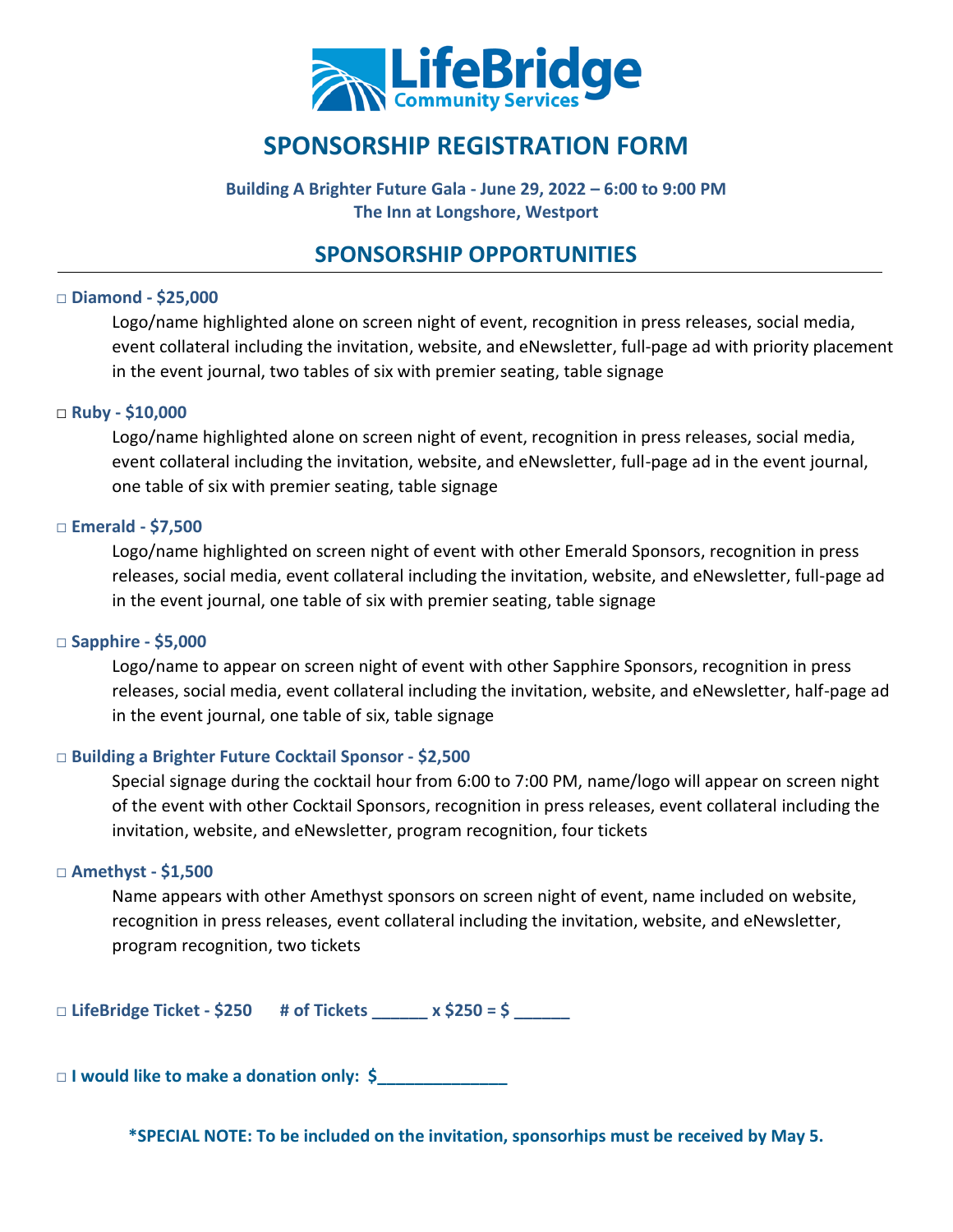LifeBridge
Community Services

# SPONSORSHIP REGISTRATION FORM

**Building A Brighter Future Gala - June 29, 2022 – 6:00 to 9:00 PM**
**The Inn at Longshore, Westport**

## SPONSORSHIP OPPORTUNITIES

□ **Diamond - $25,000**

Logo/name highlighted alone on screen night of event, recognition in press releases, social media, event collateral including the invitation, website, and eNewsletter, full-page ad with priority placement in the event journal, two tables of six with premier seating, table signage

□ **Ruby - $10,000**

Logo/name highlighted alone on screen night of event, recognition in press releases, social media, event collateral including the invitation, website, and eNewsletter, full-page ad in the event journal, one table of six with premier seating, table signage

□ **Emerald - $7,500**

Logo/name highlighted on screen night of event with other Emerald Sponsors, recognition in press releases, social media, event collateral including the invitation, website, and eNewsletter, full-page ad in the event journal, one table of six with premier seating, table signage

□ **Sapphire - $5,000**

Logo/name to appear on screen night of event with other Sapphire Sponsors, recognition in press releases, social media, event collateral including the invitation, website, and eNewsletter, half-page ad in the event journal, one table of six, table signage

□ **Building a Brighter Future Cocktail Sponsor - $2,500**

Special signage during the cocktail hour from 6:00 to 7:00 PM, name/logo will appear on screen night of the event with other Cocktail Sponsors, recognition in press releases, event collateral including the invitation, website, and eNewsletter, program recognition, four tickets

□ **Amethyst - $1,500**

Name appears with other Amethyst sponsors on screen night of event, name included on website, recognition in press releases, event collateral including the invitation, website, and eNewsletter, program recognition, two tickets

□ **LifeBridge Ticket - $250 # of Tickets ______ x $250 = $ ______**

□ **I would like to make a donation only: $______________**

**\*SPECIAL NOTE: To be included on the invitation, sponsorships must be received by May 5.**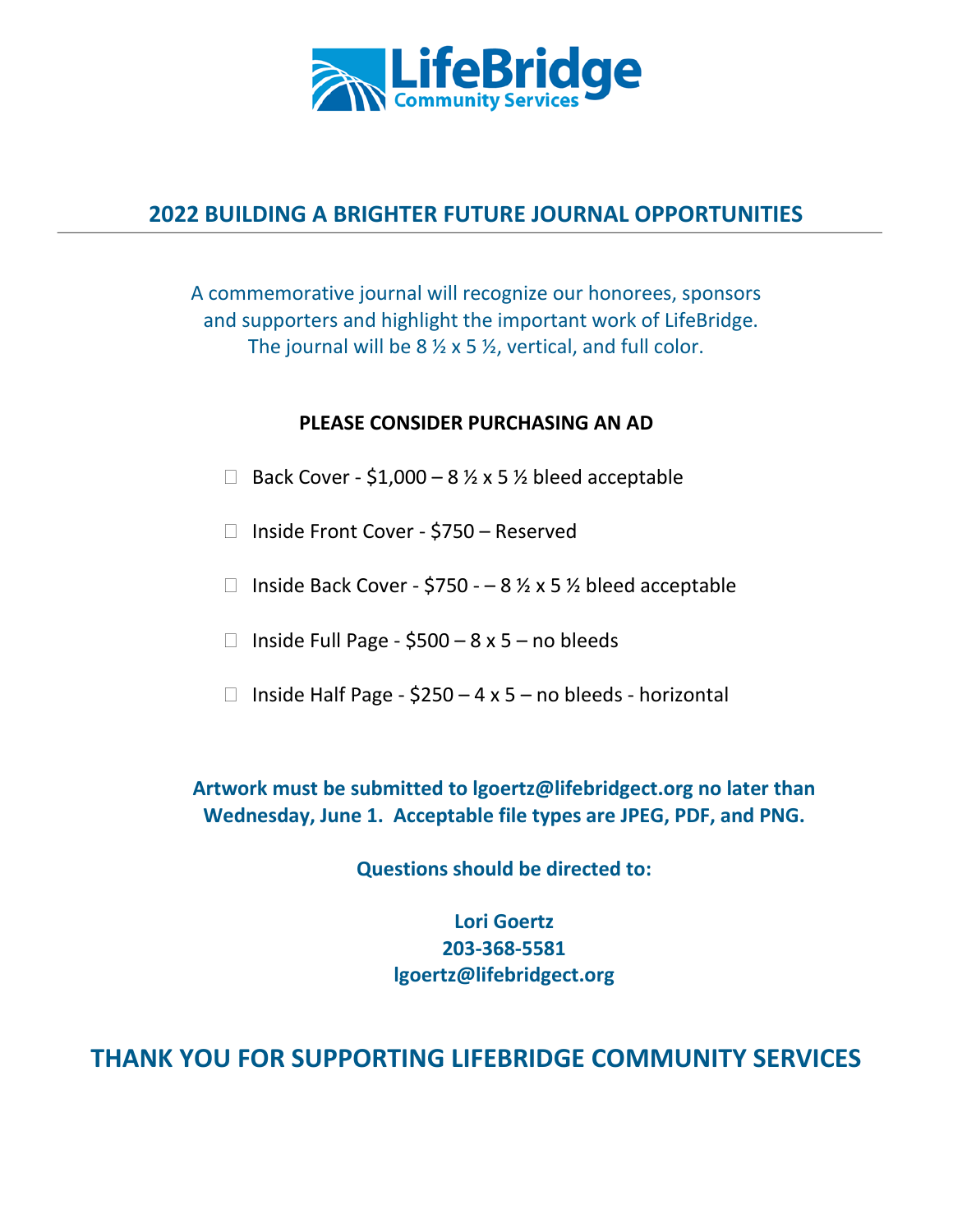LifeBridge Community Services

## 2022 BUILDING A BRIGHTER FUTURE JOURNAL OPPORTUNITIES

A commemorative journal will recognize our honorees, sponsors and supporters and highlight the important work of LifeBridge. The journal will be 8 ½ x 5 ½, vertical, and full color.

**PLEASE CONSIDER PURCHASING AN AD**

- ☐ Back Cover - $1,000 – 8 ½ x 5 ½ bleed acceptable
- ☐ Inside Front Cover - $750 – Reserved
- ☐ Inside Back Cover - $750 - – 8 ½ x 5 ½ bleed acceptable
- ☐ Inside Full Page - $500 – 8 x 5 – no bleeds
- ☐ Inside Half Page - $250 – 4 x 5 – no bleeds - horizontal

**Artwork must be submitted to lgoertz@lifebridgect.org no later than Wednesday, June 1. Acceptable file types are JPEG, PDF, and PNG.**

**Questions should be directed to:**

**Lori Goertz**
**203-368-5581**
**lgoertz@lifebridgect.org**

## THANK YOU FOR SUPPORTING LIFEBRIDGE COMMUNITY SERVICES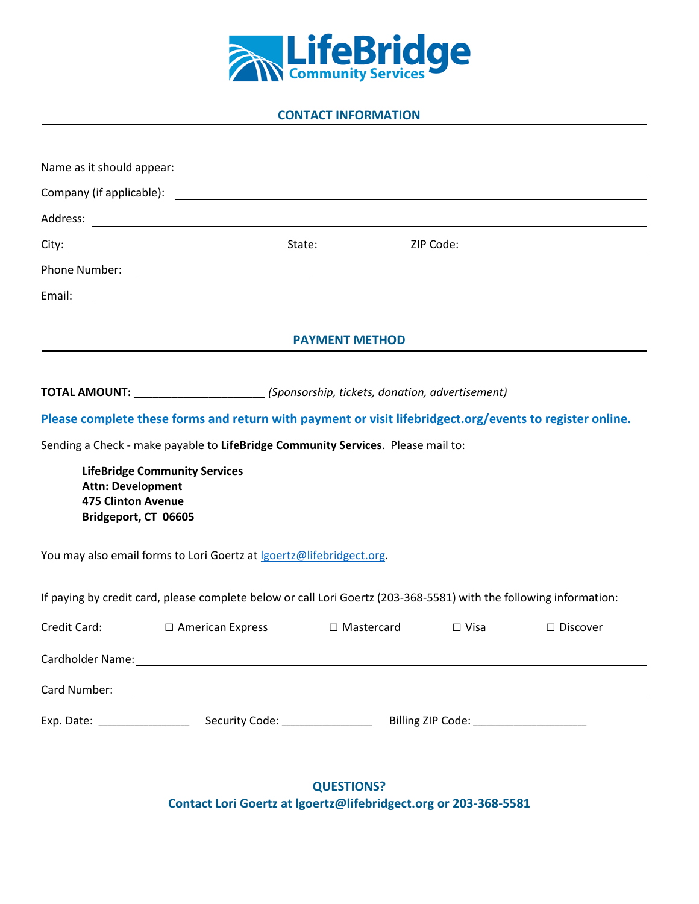LifeBridge
Community Services

## CONTACT INFORMATION

Name as it should appear: ____________________________________________

Company (if applicable): ____________________________________________

Address: ____________________________________________

City: ______________________ State: ____________ ZIP Code: ______________________

Phone Number: ______________________

Email: ____________________________________________

## PAYMENT METHOD

**TOTAL AMOUNT: _____________________** *(Sponsorship, tickets, donation, advertisement)*

**Please complete these forms and return with payment or visit lifebridgect.org/events to register online.**

Sending a Check - make payable to **LifeBridge Community Services**. Please mail to:

**LifeBridge Community Services**
**Attn: Development**
**475 Clinton Avenue**
**Bridgeport, CT 06605**

You may also email forms to Lori Goertz at lgoertz@lifebridgect.org.

If paying by credit card, please complete below or call Lori Goertz (203-368-5581) with the following information:

Credit Card: ☐ American Express ☐ Mastercard ☐ Visa ☐ Discover

Cardholder Name: ____________________________________________

Card Number: ____________________________________________

Exp. Date: _______________ Security Code: _______________ Billing ZIP Code: ___________________

**QUESTIONS?**
**Contact Lori Goertz at lgoertz@lifebridgect.org or 203-368-5581**